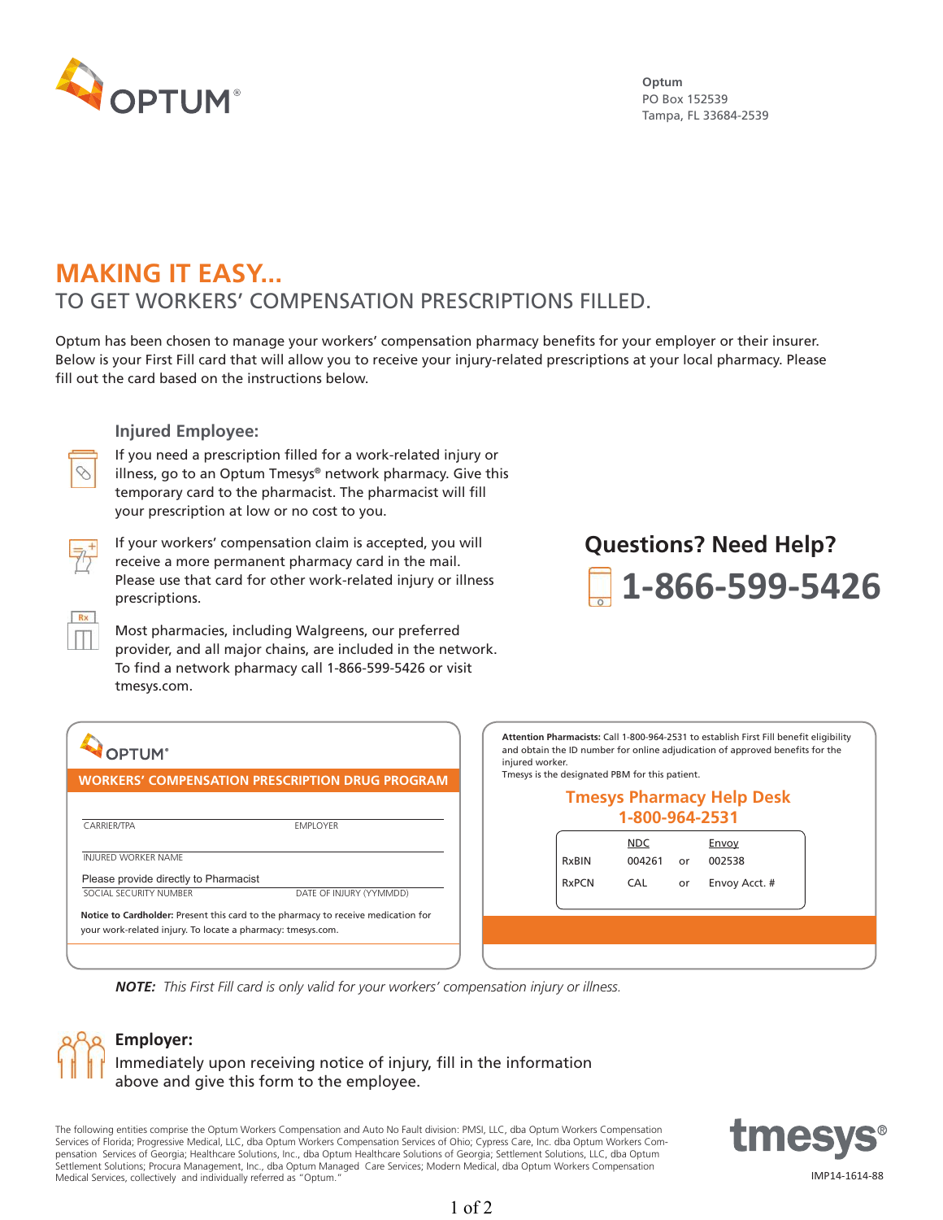OPTUM®

**Optum**
PO Box 152539
Tampa, FL 33684-2539

# MAKING IT EASY...

## TO GET WORKERS' COMPENSATION PRESCRIPTIONS FILLED.

Optum has been chosen to manage your workers' compensation pharmacy benefits for your employer or their insurer. Below is your First Fill card that will allow you to receive your injury-related prescriptions at your local pharmacy. Please fill out the card based on the instructions below.

### Injured Employee:

If you need a prescription filled for a work-related injury or illness, go to an Optum Tmesys® network pharmacy. Give this temporary card to the pharmacist. The pharmacist will fill your prescription at low or no cost to you.

If your workers' compensation claim is accepted, you will receive a more permanent pharmacy card in the mail. Please use that card for other work-related injury or illness prescriptions.

Most pharmacies, including Walgreens, our preferred provider, and all major chains, are included in the network. To find a network pharmacy call 1-866-599-5426 or visit tmesys.com.

## Questions? Need Help?

## 1-866-599-5426

OPTUM®

**WORKERS' COMPENSATION PRESCRIPTION DRUG PROGRAM**

CARRIER/TPA _______________ EMPLOYER _______________

INJURED WORKER NAME _______________

Please provide directly to Pharmacist
SOCIAL SECURITY NUMBER _______________ DATE OF INJURY (YYMMDD) _______________

**Notice to Cardholder:** Present this card to the pharmacy to receive medication for your work-related injury. To locate a pharmacy: tmesys.com.

**Attention Pharmacists:** Call 1-800-964-2531 to establish First Fill benefit eligibility and obtain the ID number for online adjudication of approved benefits for the injured worker.
Tmesys is the designated PBM for this patient.

**Tmesys Pharmacy Help Desk**
**1-800-964-2531**

| | NDC | | Envoy |
|---|---|---|---|
| RxBIN | 004261 | or | 002538 |
| RxPCN | CAL | or | Envoy Acct. # |

***NOTE:*** *This First Fill card is only valid for your workers' compensation injury or illness.*

### Employer:

Immediately upon receiving notice of injury, fill in the information above and give this form to the employee.

The following entities comprise the Optum Workers Compensation and Auto No Fault division: PMSI, LLC, dba Optum Workers Compensation Services of Florida; Progressive Medical, LLC, dba Optum Workers Compensation Services of Ohio; Cypress Care, Inc. dba Optum Workers Compensation Services of Georgia; Healthcare Solutions, Inc., dba Optum Healthcare Solutions of Georgia; Settlement Solutions, LLC, dba Optum Settlement Solutions; Procura Management, Inc., dba Optum Managed Care Services; Modern Medical, dba Optum Workers Compensation Medical Services, collectively and individually referred as "Optum."

tmesys®

IMP14-1614-88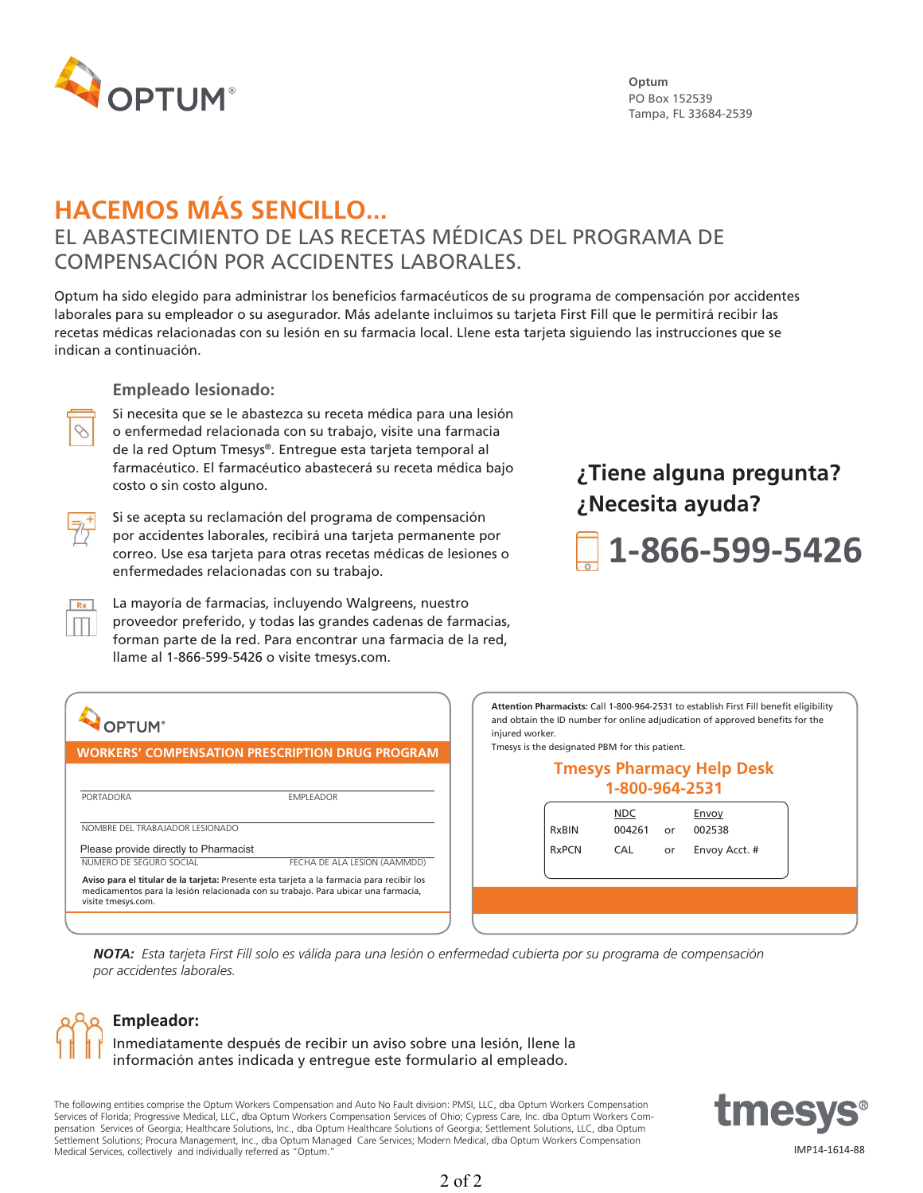OPTUM®

Optum
PO Box 152539
Tampa, FL 33684-2539

# HACEMOS MÁS SENCILLO...

## EL ABASTECIMIENTO DE LAS RECETAS MÉDICAS DEL PROGRAMA DE COMPENSACIÓN POR ACCIDENTES LABORALES.

Optum ha sido elegido para administrar los beneficios farmacéuticos de su programa de compensación por accidentes laborales para su empleador o su asegurador. Más adelante incluimos su tarjeta First Fill que le permitirá recibir las recetas médicas relacionadas con su lesión en su farmacia local. Llene esta tarjeta siguiendo las instrucciones que se indican a continuación.

### Empleado lesionado:

Si necesita que se le abastezca su receta médica para una lesión o enfermedad relacionada con su trabajo, visite una farmacia de la red Optum Tmesys®. Entregue esta tarjeta temporal al farmacéutico. El farmacéutico abastecerá su receta médica bajo costo o sin costo alguno.

Si se acepta su reclamación del programa de compensación por accidentes laborales, recibirá una tarjeta permanente por correo. Use esa tarjeta para otras recetas médicas de lesiones o enfermedades relacionadas con su trabajo.

La mayoría de farmacias, incluyendo Walgreens, nuestro proveedor preferido, y todas las grandes cadenas de farmacias, forman parte de la red. Para encontrar una farmacia de la red, llame al 1-866-599-5426 o visite tmesys.com.

### ¿Tiene alguna pregunta? ¿Necesita ayuda?

## 1-866-599-5426

OPTUM®

**WORKERS' COMPENSATION PRESCRIPTION DRUG PROGRAM**

PORTADORA | EMPLEADOR

NOMBRE DEL TRABAJADOR LESIONADO

Please provide directly to Pharmacist

NUMERO DE SEGURO SOCIAL | FECHA DE ALA LESION (AAMMDD)

**Aviso para el titular de la tarjeta:** Presente esta tarjeta a la farmacia para recibir los medicamentos para la lesión relacionada con su trabajo. Para ubicar una farmacia, visite tmesys.com.

**Attention Pharmacists:** Call 1-800-964-2531 to establish First Fill benefit eligibility and obtain the ID number for online adjudication of approved benefits for the injured worker.

Tmesys is the designated PBM for this patient.

**Tmesys Pharmacy Help Desk**
**1-800-964-2531**

| | NDC | | Envoy |
|---|---|---|---|
| RxBIN | 004261 | or | 002538 |
| RxPCN | CAL | or | Envoy Acct. # |

***NOTA:*** *Esta tarjeta First Fill solo es válida para una lesión o enfermedad cubierta por su programa de compensación por accidentes laborales.*

### Empleador:

Inmediatamente después de recibir un aviso sobre una lesión, llene la información antes indicada y entregue este formulario al empleado.

The following entities comprise the Optum Workers Compensation and Auto No Fault division: PMSI, LLC, dba Optum Workers Compensation Services of Florida; Progressive Medical, LLC, dba Optum Workers Compensation Services of Ohio; Cypress Care, Inc. dba Optum Workers Compensation Services of Georgia; Healthcare Solutions, Inc., dba Optum Healthcare Solutions of Georgia; Settlement Solutions, LLC, dba Optum Settlement Solutions; Procura Management, Inc., dba Optum Managed Care Services; Modern Medical, dba Optum Workers Compensation Medical Services, collectively and individually referred as "Optum."

tmesys®

IMP14-1614-88